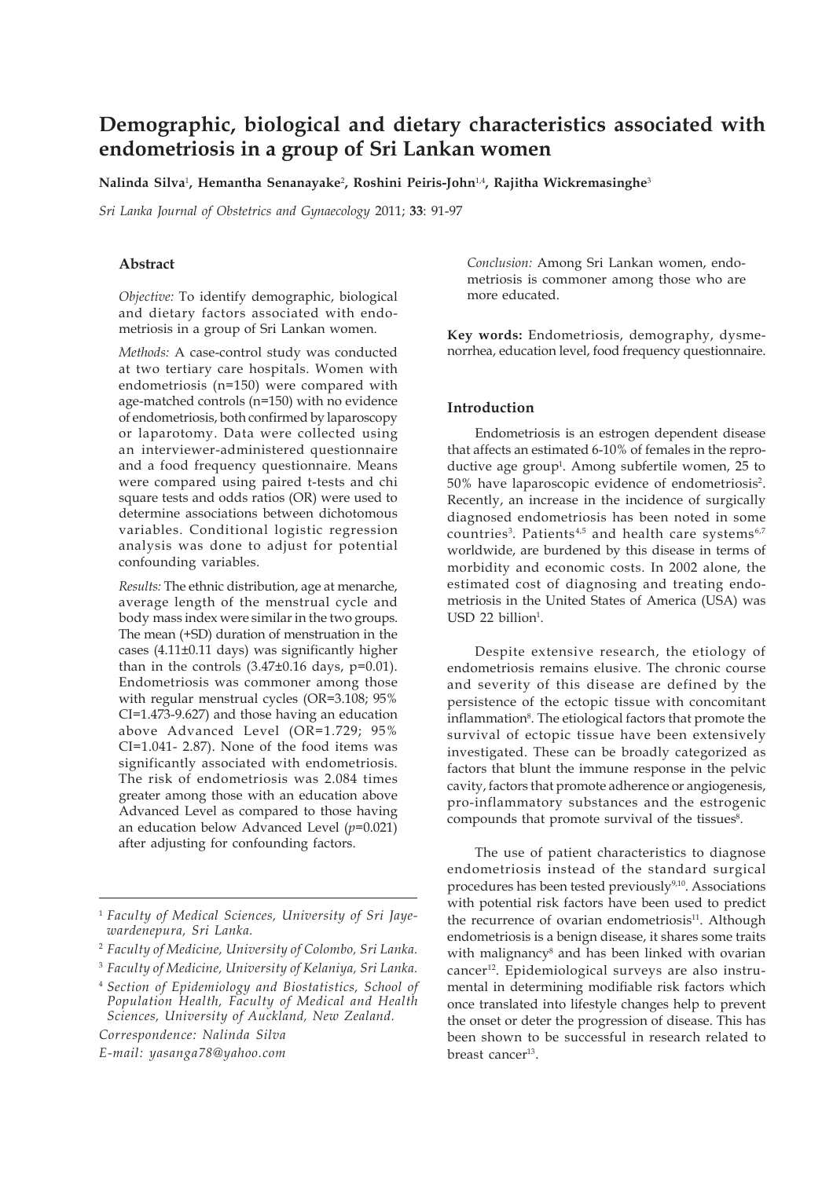# Demographic, biological and dietary characteristics associated with endometriosis in a group of Sri Lankan women

**Nalinda Silva[1], Hemantha Senanayake[2], Roshini Peiris-John[1,4], Rajitha Wickremasinghe[3]**

*Sri Lanka Journal of Obstetrics and Gynaecology* 2011; **33**: 91-97

## Abstract

*Objective:* To identify demographic, biological and dietary factors associated with endometriosis in a group of Sri Lankan women.

*Methods:* A case-control study was conducted at two tertiary care hospitals. Women with endometriosis (n=150) were compared with age-matched controls (n=150) with no evidence of endometriosis, both confirmed by laparoscopy or laparotomy. Data were collected using an interviewer-administered questionnaire and a food frequency questionnaire. Means were compared using paired t-tests and chi square tests and odds ratios (OR) were used to determine associations between dichotomous variables. Conditional logistic regression analysis was done to adjust for potential confounding variables.

*Results:* The ethnic distribution, age at menarche, average length of the menstrual cycle and body mass index were similar in the two groups. The mean (+SD) duration of menstruation in the cases (4.11±0.11 days) was significantly higher than in the controls (3.47±0.16 days, p=0.01). Endometriosis was commoner among those with regular menstrual cycles (OR=3.108; 95% CI=1.473-9.627) and those having an education above Advanced Level (OR=1.729; 95% CI=1.041- 2.87). None of the food items was significantly associated with endometriosis. The risk of endometriosis was 2.084 times greater among those with an education above Advanced Level as compared to those having an education below Advanced Level (*p*=0.021) after adjusting for confounding factors.

*Conclusion:* Among Sri Lankan women, endometriosis is commoner among those who are more educated.

**Key words:** Endometriosis, demography, dysmenorrhea, education level, food frequency questionnaire.

[1] *Faculty of Medical Sciences, University of Sri Jayewardenepura, Sri Lanka.*

[2] *Faculty of Medicine, University of Colombo, Sri Lanka.*

[3] *Faculty of Medicine, University of Kelaniya, Sri Lanka.*

[4] *Section of Epidemiology and Biostatistics, School of Population Health, Faculty of Medical and Health Sciences, University of Auckland, New Zealand.*

*Correspondence: Nalinda Silva*

*E-mail: yasanga78@yahoo.com*

## Introduction

Endometriosis is an estrogen dependent disease that affects an estimated 6-10% of females in the reproductive age group[1]. Among subfertile women, 25 to 50% have laparoscopic evidence of endometriosis[2]. Recently, an increase in the incidence of surgically diagnosed endometriosis has been noted in some countries[3]. Patients[4,5] and health care systems[6,7] worldwide, are burdened by this disease in terms of morbidity and economic costs. In 2002 alone, the estimated cost of diagnosing and treating endometriosis in the United States of America (USA) was USD 22 billion[1].

Despite extensive research, the etiology of endometriosis remains elusive. The chronic course and severity of this disease are defined by the persistence of the ectopic tissue with concomitant inflammation[8]. The etiological factors that promote the survival of ectopic tissue have been extensively investigated. These can be broadly categorized as factors that blunt the immune response in the pelvic cavity, factors that promote adherence or angiogenesis, pro-inflammatory substances and the estrogenic compounds that promote survival of the tissues[8].

The use of patient characteristics to diagnose endometriosis instead of the standard surgical procedures has been tested previously[9,10]. Associations with potential risk factors have been used to predict the recurrence of ovarian endometriosis[11]. Although endometriosis is a benign disease, it shares some traits with malignancy[8] and has been linked with ovarian cancer[12]. Epidemiological surveys are also instrumental in determining modifiable risk factors which once translated into lifestyle changes help to prevent the onset or deter the progression of disease. This has been shown to be successful in research related to breast cancer[13].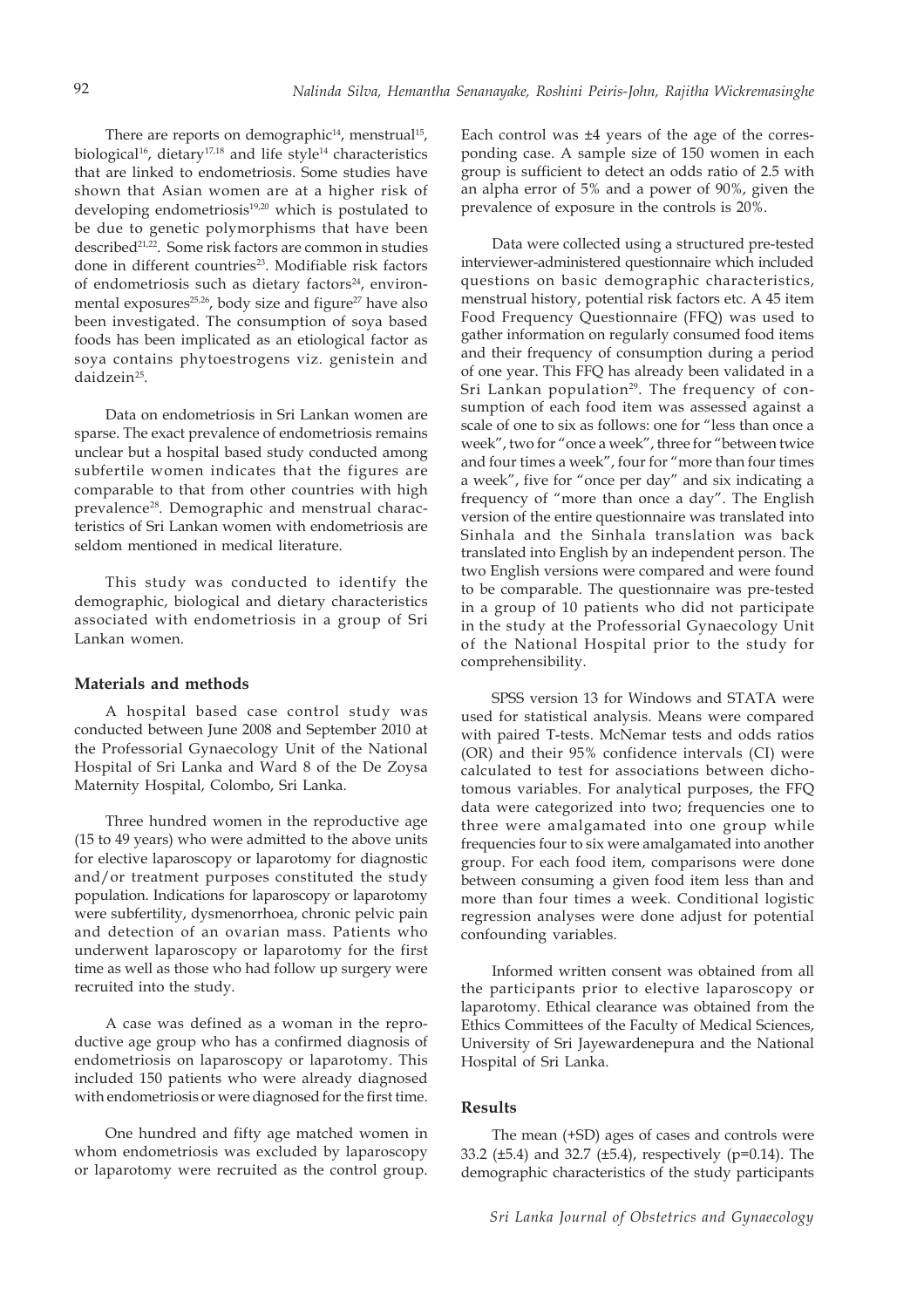There are reports on demographic[14], menstrual[15], biological[16], dietary[17,18] and life style[14] characteristics that are linked to endometriosis. Some studies have shown that Asian women are at a higher risk of developing endometriosis[19,20] which is postulated to be due to genetic polymorphisms that have been described[21,22]. Some risk factors are common in studies done in different countries[23]. Modifiable risk factors of endometriosis such as dietary factors[24], environmental exposures[25,26], body size and figure[27] have also been investigated. The consumption of soya based foods has been implicated as an etiological factor as soya contains phytoestrogens viz. genistein and daidzein[25].

Data on endometriosis in Sri Lankan women are sparse. The exact prevalence of endometriosis remains unclear but a hospital based study conducted among subfertile women indicates that the figures are comparable to that from other countries with high prevalence[28]. Demographic and menstrual characteristics of Sri Lankan women with endometriosis are seldom mentioned in medical literature.

This study was conducted to identify the demographic, biological and dietary characteristics associated with endometriosis in a group of Sri Lankan women.

## Materials and methods

A hospital based case control study was conducted between June 2008 and September 2010 at the Professorial Gynaecology Unit of the National Hospital of Sri Lanka and Ward 8 of the De Zoysa Maternity Hospital, Colombo, Sri Lanka.

Three hundred women in the reproductive age (15 to 49 years) who were admitted to the above units for elective laparoscopy or laparotomy for diagnostic and/or treatment purposes constituted the study population. Indications for laparoscopy or laparotomy were subfertility, dysmenorrhoea, chronic pelvic pain and detection of an ovarian mass. Patients who underwent laparoscopy or laparotomy for the first time as well as those who had follow up surgery were recruited into the study.

A case was defined as a woman in the reproductive age group who has a confirmed diagnosis of endometriosis on laparoscopy or laparotomy. This included 150 patients who were already diagnosed with endometriosis or were diagnosed for the first time.

One hundred and fifty age matched women in whom endometriosis was excluded by laparoscopy or laparotomy were recruited as the control group. Each control was ±4 years of the age of the corresponding case. A sample size of 150 women in each group is sufficient to detect an odds ratio of 2.5 with an alpha error of 5% and a power of 90%, given the prevalence of exposure in the controls is 20%.

Data were collected using a structured pre-tested interviewer-administered questionnaire which included questions on basic demographic characteristics, menstrual history, potential risk factors etc. A 45 item Food Frequency Questionnaire (FFQ) was used to gather information on regularly consumed food items and their frequency of consumption during a period of one year. This FFQ has already been validated in a Sri Lankan population[29]. The frequency of consumption of each food item was assessed against a scale of one to six as follows: one for "less than once a week", two for "once a week", three for "between twice and four times a week", four for "more than four times a week", five for "once per day" and six indicating a frequency of "more than once a day". The English version of the entire questionnaire was translated into Sinhala and the Sinhala translation was back translated into English by an independent person. The two English versions were compared and were found to be comparable. The questionnaire was pre-tested in a group of 10 patients who did not participate in the study at the Professorial Gynaecology Unit of the National Hospital prior to the study for comprehensibility.

SPSS version 13 for Windows and STATA were used for statistical analysis. Means were compared with paired T-tests. McNemar tests and odds ratios (OR) and their 95% confidence intervals (CI) were calculated to test for associations between dichotomous variables. For analytical purposes, the FFQ data were categorized into two; frequencies one to three were amalgamated into one group while frequencies four to six were amalgamated into another group. For each food item, comparisons were done between consuming a given food item less than and more than four times a week. Conditional logistic regression analyses were done adjust for potential confounding variables.

Informed written consent was obtained from all the participants prior to elective laparoscopy or laparotomy. Ethical clearance was obtained from the Ethics Committees of the Faculty of Medical Sciences, University of Sri Jayewardenepura and the National Hospital of Sri Lanka.

## Results

The mean (+SD) ages of cases and controls were 33.2 (±5.4) and 32.7 (±5.4), respectively ($p=0.14$). The demographic characteristics of the study participants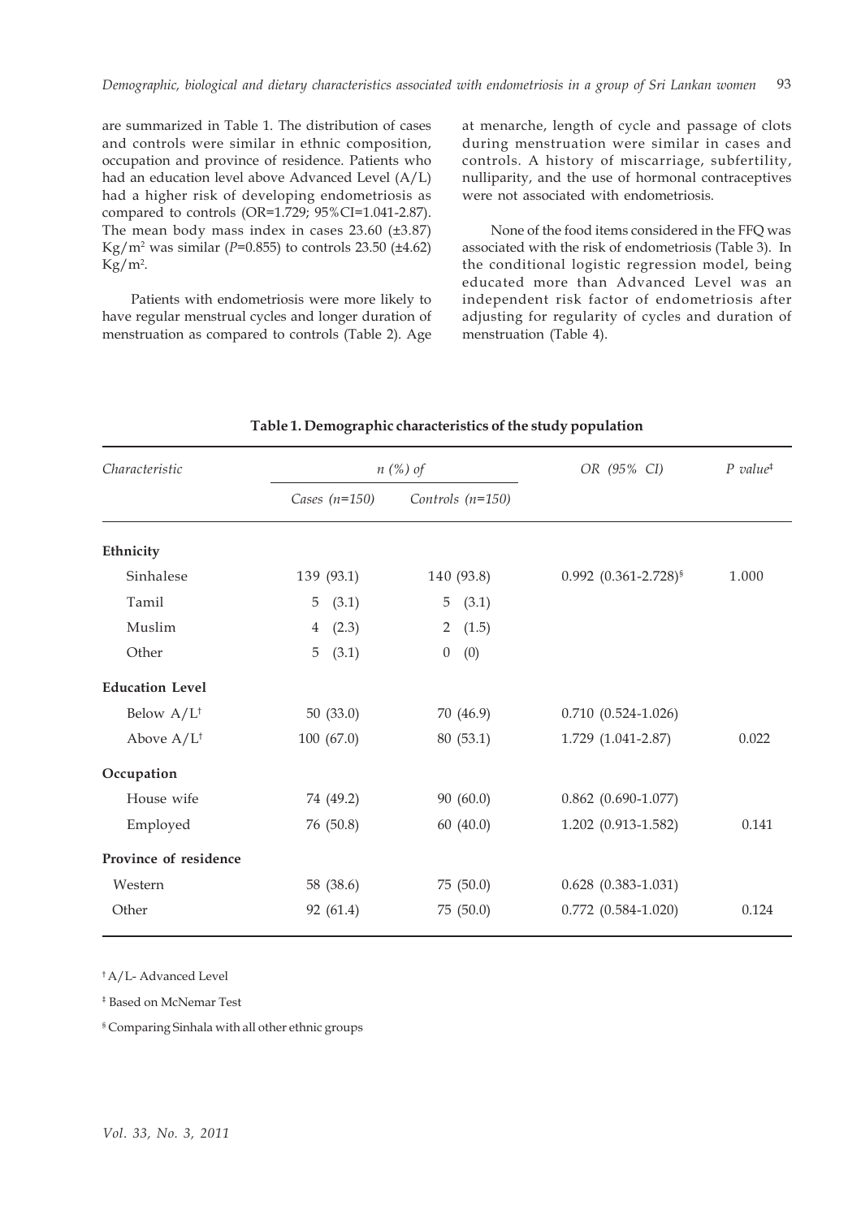are summarized in Table 1. The distribution of cases and controls were similar in ethnic composition, occupation and province of residence. Patients who had an education level above Advanced Level (A/L) had a higher risk of developing endometriosis as compared to controls (OR=1.729; 95%CI=1.041-2.87). The mean body mass index in cases 23.60 (±3.87) $Kg/m^2$ was similar (*P*=0.855) to controls 23.50 (±4.62) $Kg/m^2$.

Patients with endometriosis were more likely to have regular menstrual cycles and longer duration of menstruation as compared to controls (Table 2). Age at menarche, length of cycle and passage of clots during menstruation were similar in cases and controls. A history of miscarriage, subfertility, nulliparity, and the use of hormonal contraceptives were not associated with endometriosis.

None of the food items considered in the FFQ was associated with the risk of endometriosis (Table 3). In the conditional logistic regression model, being educated more than Advanced Level was an independent risk factor of endometriosis after adjusting for regularity of cycles and duration of menstruation (Table 4).

**Table 1. Demographic characteristics of the study population**

| *Characteristic* | *n (%) of* | | *OR (95% CI)* | *P value*[‡] |
|---|---|---|---|---|
| | *Cases (n=150)* | *Controls (n=150)* | | |
| **Ethnicity** | | | | |
| Sinhalese | 139 (93.1) | 140 (93.8) | 0.992 (0.361-2.728)[§] | 1.000 |
| Tamil | 5 (3.1) | 5 (3.1) | | |
| Muslim | 4 (2.3) | 2 (1.5) | | |
| Other | 5 (3.1) | 0 (0) | | |
| **Education Level** | | | | |
| Below A/L[†] | 50 (33.0) | 70 (46.9) | 0.710 (0.524-1.026) | |
| Above A/L[†] | 100 (67.0) | 80 (53.1) | 1.729 (1.041-2.87) | 0.022 |
| **Occupation** | | | | |
| House wife | 74 (49.2) | 90 (60.0) | 0.862 (0.690-1.077) | |
| Employed | 76 (50.8) | 60 (40.0) | 1.202 (0.913-1.582) | 0.141 |
| **Province of residence** | | | | |
| Western | 58 (38.6) | 75 (50.0) | 0.628 (0.383-1.031) | |
| Other | 92 (61.4) | 75 (50.0) | 0.772 (0.584-1.020) | 0.124 |

[†] A/L- Advanced Level

[‡] Based on McNemar Test

[§] Comparing Sinhala with all other ethnic groups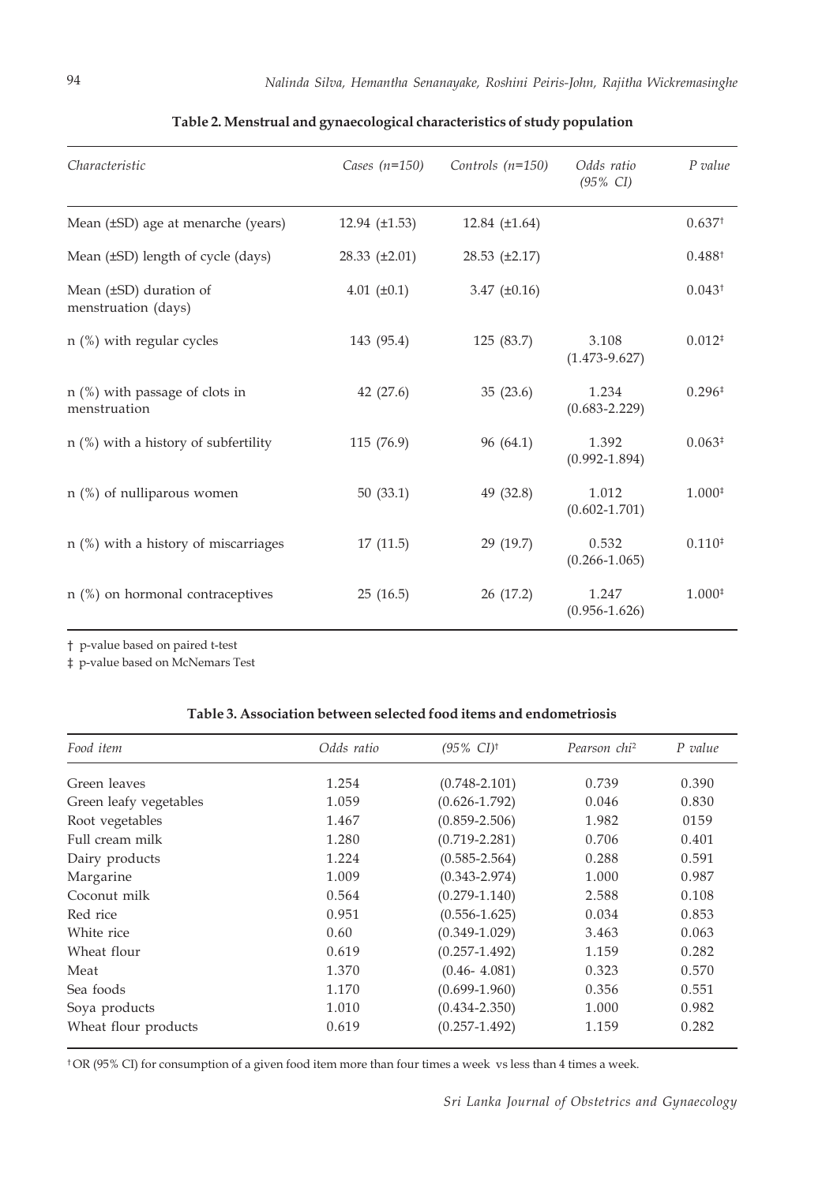**Table 2. Menstrual and gynaecological characteristics of study population**

| *Characteristic* | *Cases (n=150)* | *Controls (n=150)* | *Odds ratio (95% CI)* | *P value* |
|---|---|---|---|---|
| Mean (±SD) age at menarche (years) | 12.94 (±1.53) | 12.84 (±1.64) | | 0.637† |
| Mean (±SD) length of cycle (days) | 28.33 (±2.01) | 28.53 (±2.17) | | 0.488† |
| Mean (±SD) duration of menstruation (days) | 4.01 (±0.1) | 3.47 (±0.16) | | 0.043† |
| n (%) with regular cycles | 143 (95.4) | 125 (83.7) | 3.108 (1.473-9.627) | 0.012‡ |
| n (%) with passage of clots in menstruation | 42 (27.6) | 35 (23.6) | 1.234 (0.683-2.229) | 0.296‡ |
| n (%) with a history of subfertility | 115 (76.9) | 96 (64.1) | 1.392 (0.992-1.894) | 0.063‡ |
| n (%) of nulliparous women | 50 (33.1) | 49 (32.8) | 1.012 (0.602-1.701) | 1.000‡ |
| n (%) with a history of miscarriages | 17 (11.5) | 29 (19.7) | 0.532 (0.266-1.065) | 0.110‡ |
| n (%) on hormonal contraceptives | 25 (16.5) | 26 (17.2) | 1.247 (0.956-1.626) | 1.000‡ |

† p-value based on paired t-test

‡ p-value based on McNemars Test

**Table 3. Association between selected food items and endometriosis**

| *Food item* | *Odds ratio* | *(95% CI)*† | *Pearson chi*$^2$ | *P value* |
|---|---|---|---|---|
| Green leaves | 1.254 | (0.748-2.101) | 0.739 | 0.390 |
| Green leafy vegetables | 1.059 | (0.626-1.792) | 0.046 | 0.830 |
| Root vegetables | 1.467 | (0.859-2.506) | 1.982 | 0159 |
| Full cream milk | 1.280 | (0.719-2.281) | 0.706 | 0.401 |
| Dairy products | 1.224 | (0.585-2.564) | 0.288 | 0.591 |
| Margarine | 1.009 | (0.343-2.974) | 1.000 | 0.987 |
| Coconut milk | 0.564 | (0.279-1.140) | 2.588 | 0.108 |
| Red rice | 0.951 | (0.556-1.625) | 0.034 | 0.853 |
| White rice | 0.60 | (0.349-1.029) | 3.463 | 0.063 |
| Wheat flour | 0.619 | (0.257-1.492) | 1.159 | 0.282 |
| Meat | 1.370 | (0.46- 4.081) | 0.323 | 0.570 |
| Sea foods | 1.170 | (0.699-1.960) | 0.356 | 0.551 |
| Soya products | 1.010 | (0.434-2.350) | 1.000 | 0.982 |
| Wheat flour products | 0.619 | (0.257-1.492) | 1.159 | 0.282 |

† OR (95% CI) for consumption of a given food item more than four times a week vs less than 4 times a week.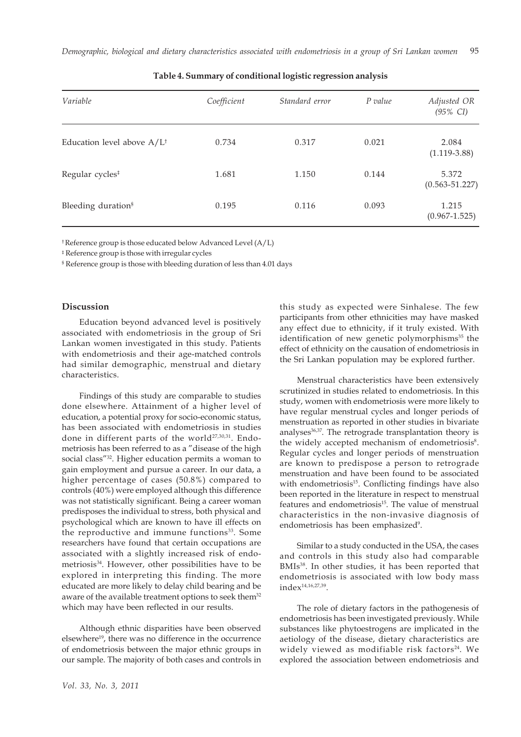**Table 4. Summary of conditional logistic regression analysis**

| *Variable* | *Coefficient* | *Standard error* | *P value* | *Adjusted OR (95% CI)* |
|---|---|---|---|---|
| Education level above A/L[†] | 0.734 | 0.317 | 0.021 | 2.084 (1.119-3.88) |
| Regular cycles[‡] | 1.681 | 1.150 | 0.144 | 5.372 (0.563-51.227) |
| Bleeding duration[§] | 0.195 | 0.116 | 0.093 | 1.215 (0.967-1.525) |

[†] Reference group is those educated below Advanced Level (A/L)

[‡] Reference group is those with irregular cycles

[§] Reference group is those with bleeding duration of less than 4.01 days

## Discussion

Education beyond advanced level is positively associated with endometriosis in the group of Sri Lankan women investigated in this study. Patients with endometriosis and their age-matched controls had similar demographic, menstrual and dietary characteristics.

Findings of this study are comparable to studies done elsewhere. Attainment of a higher level of education, a potential proxy for socio-economic status, has been associated with endometriosis in studies done in different parts of the world[27,30,31]. Endometriosis has been referred to as a "disease of the high social class"[32]. Higher education permits a woman to gain employment and pursue a career. In our data, a higher percentage of cases (50.8%) compared to controls (40%) were employed although this difference was not statistically significant. Being a career woman predisposes the individual to stress, both physical and psychological which are known to have ill effects on the reproductive and immune functions[33]. Some researchers have found that certain occupations are associated with a slightly increased risk of endometriosis[34]. However, other possibilities have to be explored in interpreting this finding. The more educated are more likely to delay child bearing and be aware of the available treatment options to seek them[32] which may have been reflected in our results.

Although ethnic disparities have been observed elsewhere[19], there was no difference in the occurrence of endometriosis between the major ethnic groups in our sample. The majority of both cases and controls in this study as expected were Sinhalese. The few participants from other ethnicities may have masked any effect due to ethnicity, if it truly existed. With identification of new genetic polymorphisms[35] the effect of ethnicity on the causation of endometriosis in the Sri Lankan population may be explored further.

Menstrual characteristics have been extensively scrutinized in studies related to endometriosis. In this study, women with endometriosis were more likely to have regular menstrual cycles and longer periods of menstruation as reported in other studies in bivariate analyses[36,37]. The retrograde transplantation theory is the widely accepted mechanism of endometriosis[8]. Regular cycles and longer periods of menstruation are known to predispose a person to retrograde menstruation and have been found to be associated with endometriosis[15]. Conflicting findings have also been reported in the literature in respect to menstrual features and endometriosis[15]. The value of menstrual characteristics in the non-invasive diagnosis of endometriosis has been emphasized[9].

Similar to a study conducted in the USA, the cases and controls in this study also had comparable BMIs[38]. In other studies, it has been reported that endometriosis is associated with low body mass index[14,16,27,39].

The role of dietary factors in the pathogenesis of endometriosis has been investigated previously. While substances like phytoestrogens are implicated in the aetiology of the disease, dietary characteristics are widely viewed as modifiable risk factors[24]. We explored the association between endometriosis and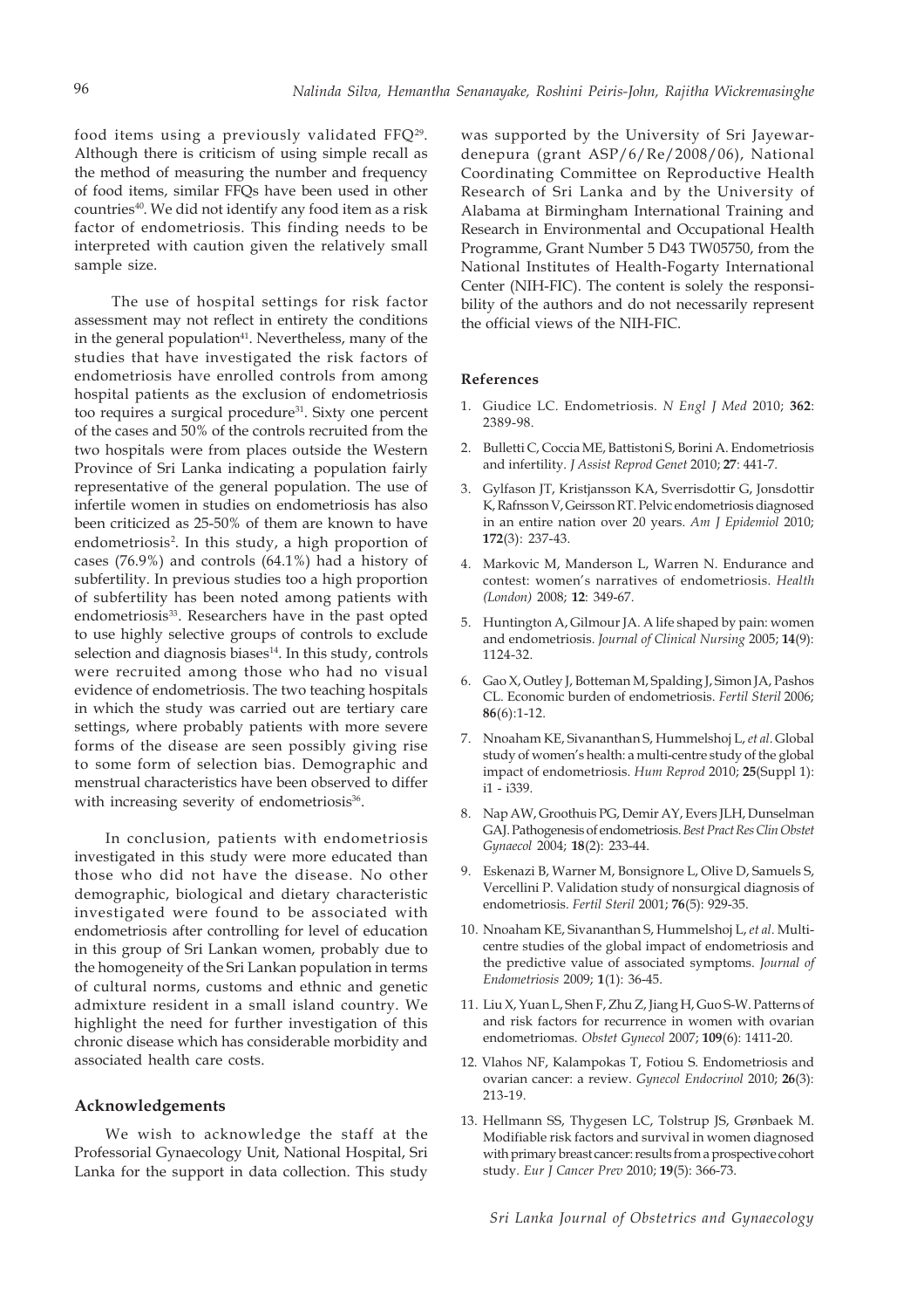food items using a previously validated FFQ[29]. Although there is criticism of using simple recall as the method of measuring the number and frequency of food items, similar FFQs have been used in other countries[40]. We did not identify any food item as a risk factor of endometriosis. This finding needs to be interpreted with caution given the relatively small sample size.

The use of hospital settings for risk factor assessment may not reflect in entirety the conditions in the general population[41]. Nevertheless, many of the studies that have investigated the risk factors of endometriosis have enrolled controls from among hospital patients as the exclusion of endometriosis too requires a surgical procedure[31]. Sixty one percent of the cases and 50% of the controls recruited from the two hospitals were from places outside the Western Province of Sri Lanka indicating a population fairly representative of the general population. The use of infertile women in studies on endometriosis has also been criticized as 25-50% of them are known to have endometriosis[2]. In this study, a high proportion of cases (76.9%) and controls (64.1%) had a history of subfertility. In previous studies too a high proportion of subfertility has been noted among patients with endometriosis[33]. Researchers have in the past opted to use highly selective groups of controls to exclude selection and diagnosis biases[14]. In this study, controls were recruited among those who had no visual evidence of endometriosis. The two teaching hospitals in which the study was carried out are tertiary care settings, where probably patients with more severe forms of the disease are seen possibly giving rise to some form of selection bias. Demographic and menstrual characteristics have been observed to differ with increasing severity of endometriosis[36].

In conclusion, patients with endometriosis investigated in this study were more educated than those who did not have the disease. No other demographic, biological and dietary characteristic investigated were found to be associated with endometriosis after controlling for level of education in this group of Sri Lankan women, probably due to the homogeneity of the Sri Lankan population in terms of cultural norms, customs and ethnic and genetic admixture resident in a small island country. We highlight the need for further investigation of this chronic disease which has considerable morbidity and associated health care costs.

## Acknowledgements

We wish to acknowledge the staff at the Professorial Gynaecology Unit, National Hospital, Sri Lanka for the support in data collection. This study was supported by the University of Sri Jayewardenepura (grant ASP/6/Re/2008/06), National Coordinating Committee on Reproductive Health Research of Sri Lanka and by the University of Alabama at Birmingham International Training and Research in Environmental and Occupational Health Programme, Grant Number 5 D43 TW05750, from the National Institutes of Health-Fogarty International Center (NIH-FIC). The content is solely the responsibility of the authors and do not necessarily represent the official views of the NIH-FIC.

## References

1. Giudice LC. Endometriosis. *N Engl J Med* 2010; **362**: 2389-98.
2. Bulletti C, Coccia ME, Battistoni S, Borini A. Endometriosis and infertility. *J Assist Reprod Genet* 2010; **27**: 441-7.
3. Gylfason JT, Kristjansson KA, Sverrisdottir G, Jonsdottir K, Rafnsson V, Geirsson RT. Pelvic endometriosis diagnosed in an entire nation over 20 years. *Am J Epidemiol* 2010; **172**(3): 237-43.
4. Markovic M, Manderson L, Warren N. Endurance and contest: women's narratives of endometriosis. *Health (London)* 2008; **12**: 349-67.
5. Huntington A, Gilmour JA. A life shaped by pain: women and endometriosis. *Journal of Clinical Nursing* 2005; **14**(9): 1124-32.
6. Gao X, Outley J, Botteman M, Spalding J, Simon JA, Pashos CL. Economic burden of endometriosis. *Fertil Steril* 2006; **86**(6):1-12.
7. Nnoaham KE, Sivananthan S, Hummelshoj L, *et al*. Global study of women's health: a multi-centre study of the global impact of endometriosis. *Hum Reprod* 2010; **25**(Suppl 1): i1 - i339.
8. Nap AW, Groothuis PG, Demir AY, Evers JLH, Dunselman GAJ. Pathogenesis of endometriosis. *Best Pract Res Clin Obstet Gynaecol* 2004; **18**(2): 233-44.
9. Eskenazi B, Warner M, Bonsignore L, Olive D, Samuels S, Vercellini P. Validation study of nonsurgical diagnosis of endometriosis. *Fertil Steril* 2001; **76**(5): 929-35.
10. Nnoaham KE, Sivananthan S, Hummelshoj L, *et al*. Multi-centre studies of the global impact of endometriosis and the predictive value of associated symptoms. *Journal of Endometriosis* 2009; **1**(1): 36-45.
11. Liu X, Yuan L, Shen F, Zhu Z, Jiang H, Guo S-W. Patterns of and risk factors for recurrence in women with ovarian endometriomas. *Obstet Gynecol* 2007; **109**(6): 1411-20.
12. Vlahos NF, Kalampokas T, Fotiou S. Endometriosis and ovarian cancer: a review. *Gynecol Endocrinol* 2010; **26**(3): 213-19.
13. Hellmann SS, Thygesen LC, Tolstrup JS, Grønbaek M. Modifiable risk factors and survival in women diagnosed with primary breast cancer: results from a prospective cohort study. *Eur J Cancer Prev* 2010; **19**(5): 366-73.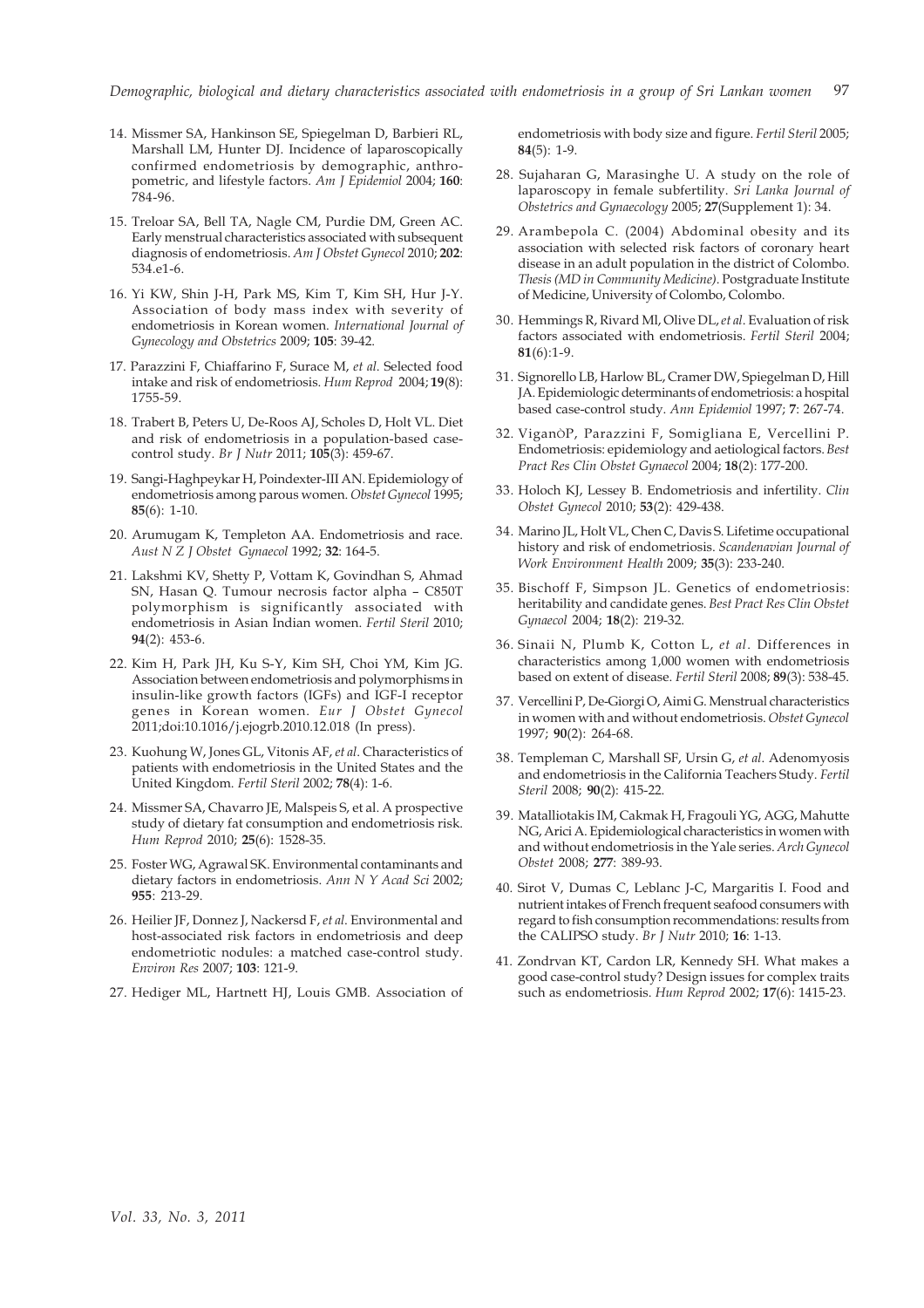14. Missmer SA, Hankinson SE, Spiegelman D, Barbieri RL, Marshall LM, Hunter DJ. Incidence of laparoscopically confirmed endometriosis by demographic, anthropometric, and lifestyle factors. *Am J Epidemiol* 2004; **160**: 784-96.

15. Treloar SA, Bell TA, Nagle CM, Purdie DM, Green AC. Early menstrual characteristics associated with subsequent diagnosis of endometriosis. *Am J Obstet Gynecol* 2010; **202**: 534.e1-6.

16. Yi KW, Shin J-H, Park MS, Kim T, Kim SH, Hur J-Y. Association of body mass index with severity of endometriosis in Korean women. *International Journal of Gynecology and Obstetrics* 2009; **105**: 39-42.

17. Parazzini F, Chiaffarino F, Surace M, *et al*. Selected food intake and risk of endometriosis. *Hum Reprod* 2004; **19**(8): 1755-59.

18. Trabert B, Peters U, De-Roos AJ, Scholes D, Holt VL. Diet and risk of endometriosis in a population-based case-control study. *Br J Nutr* 2011; **105**(3): 459-67.

19. Sangi-Haghpeykar H, Poindexter-III AN. Epidemiology of endometriosis among parous women. *Obstet Gynecol* 1995; **85**(6): 1-10.

20. Arumugam K, Templeton AA. Endometriosis and race. *Aust N Z J Obstet Gynaecol* 1992; **32**: 164-5.

21. Lakshmi KV, Shetty P, Vottam K, Govindhan S, Ahmad SN, Hasan Q. Tumour necrosis factor alpha – C850T polymorphism is significantly associated with endometriosis in Asian Indian women. *Fertil Steril* 2010; **94**(2): 453-6.

22. Kim H, Park JH, Ku S-Y, Kim SH, Choi YM, Kim JG. Association between endometriosis and polymorphisms in insulin-like growth factors (IGFs) and IGF-I receptor genes in Korean women. *Eur J Obstet Gynecol* 2011;doi:10.1016/j.ejogrb.2010.12.018 (In press).

23. Kuohung W, Jones GL, Vitonis AF, *et al*. Characteristics of patients with endometriosis in the United States and the United Kingdom. *Fertil Steril* 2002; **78**(4): 1-6.

24. Missmer SA, Chavarro JE, Malspeis S, et al. A prospective study of dietary fat consumption and endometriosis risk. *Hum Reprod* 2010; **25**(6): 1528-35.

25. Foster WG, Agrawal SK. Environmental contaminants and dietary factors in endometriosis. *Ann N Y Acad Sci* 2002; **955**: 213-29.

26. Heilier JF, Donnez J, Nackersd F, *et al*. Environmental and host-associated risk factors in endometriosis and deep endometriotic nodules: a matched case-control study. *Environ Res* 2007; **103**: 121-9.

27. Hediger ML, Hartnett HJ, Louis GMB. Association of endometriosis with body size and figure. *Fertil Steril* 2005; **84**(5): 1-9.

28. Sujaharan G, Marasinghe U. A study on the role of laparoscopy in female subfertility. *Sri Lanka Journal of Obstetrics and Gynaecology* 2005; **27**(Supplement 1): 34.

29. Arambepola C. (2004) Abdominal obesity and its association with selected risk factors of coronary heart disease in an adult population in the district of Colombo. *Thesis (MD in Community Medicine)*. Postgraduate Institute of Medicine, University of Colombo, Colombo.

30. Hemmings R, Rivard Ml, Olive DL, *et al*. Evaluation of risk factors associated with endometriosis. *Fertil Steril* 2004; **81**(6):1-9.

31. Signorello LB, Harlow BL, Cramer DW, Spiegelman D, Hill JA. Epidemiologic determinants of endometriosis: a hospital based case-control study. *Ann Epidemiol* 1997; **7**: 267-74.

32. ViganòP, Parazzini F, Somigliana E, Vercellini P. Endometriosis: epidemiology and aetiological factors. *Best Pract Res Clin Obstet Gynaecol* 2004; **18**(2): 177-200.

33. Holoch KJ, Lessey B. Endometriosis and infertility. *Clin Obstet Gynecol* 2010; **53**(2): 429-438.

34. Marino JL, Holt VL, Chen C, Davis S. Lifetime occupational history and risk of endometriosis. *Scandenavian Journal of Work Environment Health* 2009; **35**(3): 233-240.

35. Bischoff F, Simpson JL. Genetics of endometriosis: heritability and candidate genes. *Best Pract Res Clin Obstet Gynaecol* 2004; **18**(2): 219-32.

36. Sinaii N, Plumb K, Cotton L, *et al*. Differences in characteristics among 1,000 women with endometriosis based on extent of disease. *Fertil Steril* 2008; **89**(3): 538-45.

37. Vercellini P, De-Giorgi O, Aimi G. Menstrual characteristics in women with and without endometriosis. *Obstet Gynecol* 1997; **90**(2): 264-68.

38. Templeman C, Marshall SF, Ursin G, *et al*. Adenomyosis and endometriosis in the California Teachers Study. *Fertil Steril* 2008; **90**(2): 415-22.

39. Matalliotakis IM, Cakmak H, Fragouli YG, AGG, Mahutte NG, Arici A. Epidemiological characteristics in women with and without endometriosis in the Yale series. *Arch Gynecol Obstet* 2008; **277**: 389-93.

40. Sirot V, Dumas C, Leblanc J-C, Margaritis I. Food and nutrient intakes of French frequent seafood consumers with regard to fish consumption recommendations: results from the CALIPSO study. *Br J Nutr* 2010; **16**: 1-13.

41. Zondrvan KT, Cardon LR, Kennedy SH. What makes a good case-control study? Design issues for complex traits such as endometriosis. *Hum Reprod* 2002; **17**(6): 1415-23.